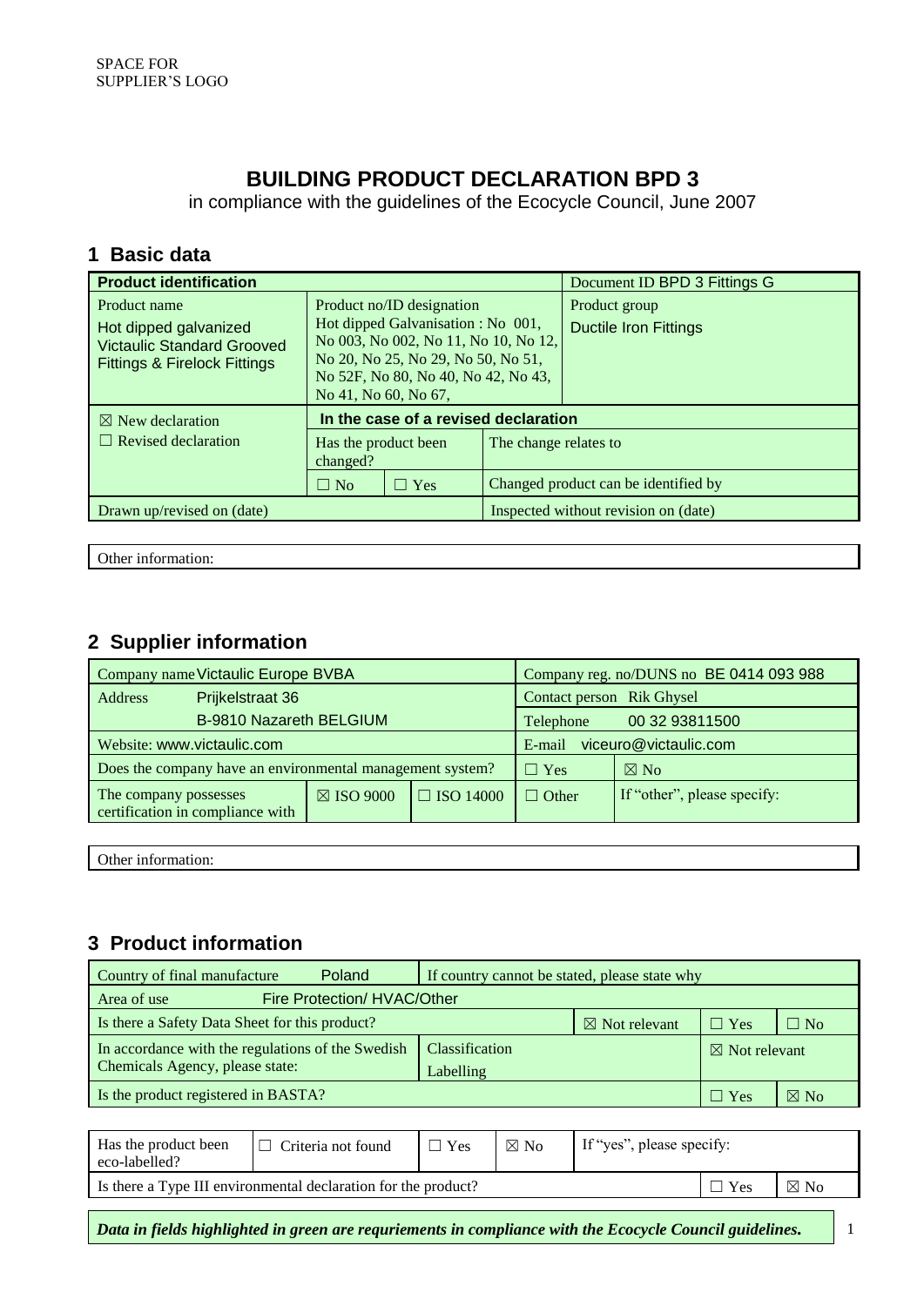SPACE FOR SUPPLIER'S LOGO

# BUILDING PRODUCT DECLARATION BPD 3

in compliance with the guidelines of the Ecocycle Council, June 2007

## 1 Basic data

| Product identification | | | Document ID BPD 3 Fittings G |
|---|---|---|---|
| Product name<br>Hot dipped galvanized Victaulic Standard Grooved Fittings & Firelock Fittings | Product no/ID designation<br>Hot dipped Galvanisation : No 001, No 003, No 002, No 11, No 10, No 12, No 20, No 25, No 29, No 50, No 51, No 52F, No 80, No 40, No 42, No 43, No 41, No 60, No 67, | | Product group<br>Ductile Iron Fittings |
| ☒ New declaration<br>☐ Revised declaration | **In the case of a revised declaration** | | |
| | Has the product been changed? | The change relates to | |
| | ☐ No ☐ Yes | Changed product can be identified by | |
| Drawn up/revised on (date) | | Inspected without revision on (date) | |

Other information:

## 2 Supplier information

| Company name Victaulic Europe BVBA | | | Company reg. no/DUNS no BE 0414 093 988 | |
|---|---|---|---|---|
| Address Prijkelstraat 36<br>B-9810 Nazareth BELGIUM | | | Contact person Rik Ghysel<br>Telephone 00 32 93811500 | |
| Website: www.victaulic.com | | | E-mail viceuro@victaulic.com | |
| Does the company have an environmental management system? | | | ☐ Yes | ☒ No |
| The company possesses certification in compliance with | ☒ ISO 9000 | ☐ ISO 14000 | ☐ Other | If "other", please specify: |

Other information:

## 3 Product information

| Country of final manufacture Poland | If country cannot be stated, please state why | | |
|---|---|---|---|
| Area of use Fire Protection/ HVAC/Other | | | |
| Is there a Safety Data Sheet for this product? | ☒ Not relevant | ☐ Yes | ☐ No |
| In accordance with the regulations of the Swedish Chemicals Agency, please state: | Classification<br>Labelling | ☒ Not relevant | |
| Is the product registered in BASTA? | | ☐ Yes | ☒ No |

| Has the product been eco-labelled? | ☐ Criteria not found | ☐ Yes | ☒ No | If "yes", please specify: |
|---|---|---|---|---|
| Is there a Type III environmental declaration for the product? | | | ☐ Yes | ☒ No |

***Data in fields highlighted in green are requriements in compliance with the Ecocycle Council guidelines.***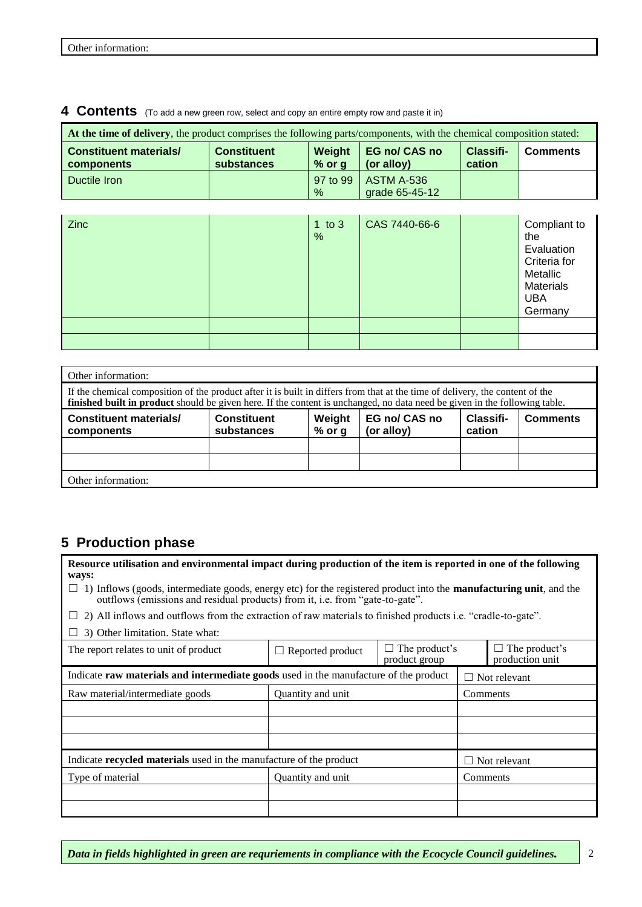| Other information: |
|---|

## 4 Contents (To add a new green row, select and copy an entire empty row and paste it in)

**At the time of delivery**, the product comprises the following parts/components, with the chemical composition stated:

| Constituent materials/ components | Constituent substances | Weight % or g | EG no/ CAS no (or alloy) | Classifi-cation | Comments |
|---|---|---|---|---|---|
| Ductile Iron | | 97 to 99 % | ASTM A-536 grade 65-45-12 | | |
| Zinc | | 1 to 3 % | CAS 7440-66-6 | | Compliant to the Evaluation Criteria for Metallic Materials UBA Germany |
| | | | | | |
| | | | | | |

Other information:

If the chemical composition of the product after it is built in differs from that at the time of delivery, the content of the **finished built in product** should be given here. If the content is unchanged, no data need be given in the following table.

| Constituent materials/ components | Constituent substances | Weight % or g | EG no/ CAS no (or alloy) | Classifi-cation | Comments |
|---|---|---|---|---|---|
| | | | | | |
| | | | | | |

Other information:

## 5 Production phase

**Resource utilisation and environmental impact during production of the item is reported in one of the following ways:**

☐ 1) Inflows (goods, intermediate goods, energy etc) for the registered product into the **manufacturing unit**, and the outflows (emissions and residual products) from it, i.e. from "gate-to-gate".

☐ 2) All inflows and outflows from the extraction of raw materials to finished products i.e. "cradle-to-gate".

☐ 3) Other limitation. State what:

| The report relates to unit of product | ☐ Reported product | ☐ The product's product group | ☐ The product's production unit |
|---|---|---|---|

| Indicate **raw materials and intermediate goods** used in the manufacture of the product | | ☐ Not relevant |
|---|---|---|
| Raw material/intermediate goods | Quantity and unit | Comments |
| | | |
| | | |
| | | |

| Indicate **recycled materials** used in the manufacture of the product | | ☐ Not relevant |
|---|---|---|
| Type of material | Quantity and unit | Comments |
| | | |
| | | |

***Data in fields highlighted in green are requriements in compliance with the Ecocycle Council guidelines.***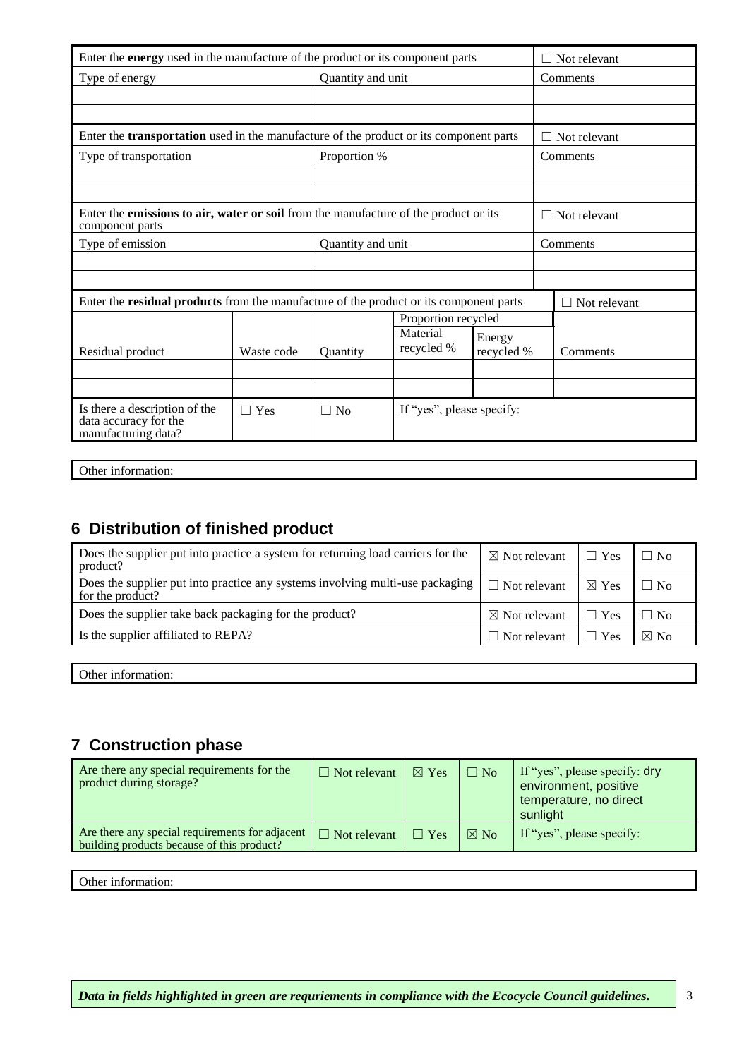| Enter the **energy** used in the manufacture of the product or its component parts | | ☐ Not relevant |
|---|---|---|
| Type of energy | Quantity and unit | Comments |
| | | |
| | | |

| Enter the **transportation** used in the manufacture of the product or its component parts | | ☐ Not relevant |
|---|---|---|
| Type of transportation | Proportion % | Comments |
| | | |
| | | |

| Enter the **emissions to air, water or soil** from the manufacture of the product or its component parts | | ☐ Not relevant |
|---|---|---|
| Type of emission | Quantity and unit | Comments |
| | | |
| | | |

| Enter the **residual products** from the manufacture of the product or its component parts | | | | | ☐ Not relevant |
|---|---|---|---|---|---|
| | | | Proportion recycled | | |
| Residual product | Waste code | Quantity | Material recycled % | Energy recycled % | Comments |
| | | | | | |
| | | | | | |
| Is there a description of the data accuracy for the manufacturing data? | ☐ Yes | ☐ No | If "yes", please specify: | | |

Other information:

## 6 Distribution of finished product

| Question | Not relevant | Yes | No |
|---|---|---|---|
| Does the supplier put into practice a system for returning load carriers for the product? | ☒ Not relevant | ☐ Yes | ☐ No |
| Does the supplier put into practice any systems involving multi-use packaging for the product? | ☐ Not relevant | ☒ Yes | ☐ No |
| Does the supplier take back packaging for the product? | ☒ Not relevant | ☐ Yes | ☐ No |
| Is the supplier affiliated to REPA? | ☐ Not relevant | ☐ Yes | ☒ No |

Other information:

## 7 Construction phase

| Question | Not relevant | Yes | No | Specify |
|---|---|---|---|---|
| Are there any special requirements for the product during storage? | ☐ Not relevant | ☒ Yes | ☐ No | If "yes", please specify: dry environment, positive temperature, no direct sunlight |
| Are there any special requirements for adjacent building products because of this product? | ☐ Not relevant | ☐ Yes | ☒ No | If "yes", please specify: |

Other information:

***Data in fields highlighted in green are requriements in compliance with the Ecocycle Council guidelines.***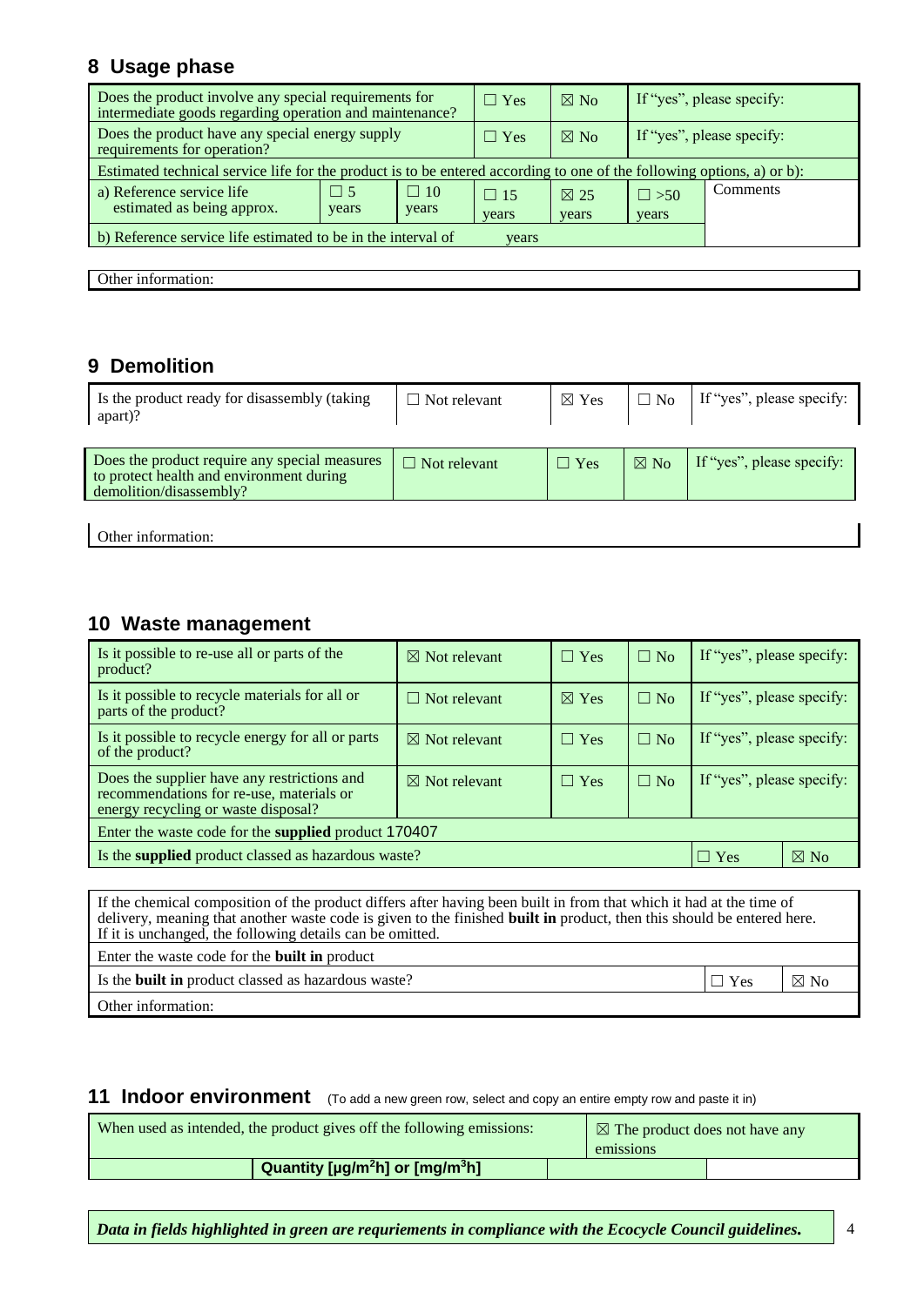## 8 Usage phase

| Does the product involve any special requirements for intermediate goods regarding operation and maintenance? | ☐ Yes | ☒ No | If "yes", please specify: |
|---|---|---|---|
| Does the product have any special energy supply requirements for operation? | ☐ Yes | ☒ No | If "yes", please specify: |

Estimated technical service life for the product is to be entered according to one of the following options, a) or b):

| a) Reference service life estimated as being approx. | ☐ 5 years | ☐ 10 years | ☐ 15 years | ☒ 25 years | ☐ >50 years | Comments |
|---|---|---|---|---|---|---|
| b) Reference service life estimated to be in the interval of | | | years | | | |

Other information:

## 9 Demolition

| Is the product ready for disassembly (taking apart)? | ☐ Not relevant | ☒ Yes | ☐ No | If "yes", please specify: |
|---|---|---|---|---|

| Does the product require any special measures to protect health and environment during demolition/disassembly? | ☐ Not relevant | ☐ Yes | ☒ No | If "yes", please specify: |
|---|---|---|---|---|

Other information:

## 10 Waste management

| Is it possible to re-use all or parts of the product? | ☒ Not relevant | ☐ Yes | ☐ No | If "yes", please specify: |
|---|---|---|---|---|
| Is it possible to recycle materials for all or parts of the product? | ☐ Not relevant | ☒ Yes | ☐ No | If "yes", please specify: |
| Is it possible to recycle energy for all or parts of the product? | ☒ Not relevant | ☐ Yes | ☐ No | If "yes", please specify: |
| Does the supplier have any restrictions and recommendations for re-use, materials or energy recycling or waste disposal? | ☒ Not relevant | ☐ Yes | ☐ No | If "yes", please specify: |

Enter the waste code for the **supplied** product 170407

| Is the **supplied** product classed as hazardous waste? | ☐ Yes | ☒ No |
|---|---|---|

If the chemical composition of the product differs after having been built in from that which it had at the time of delivery, meaning that another waste code is given to the finished **built in** product, then this should be entered here. If it is unchanged, the following details can be omitted.

Enter the waste code for the **built in** product

| Is the **built in** product classed as hazardous waste? | ☐ Yes | ☒ No |
|---|---|---|

Other information:

## 11 Indoor environment (To add a new green row, select and copy an entire empty row and paste it in)

| When used as intended, the product gives off the following emissions: | | ☒ The product does not have any emissions | |
|---|---|---|---|
| | **Quantity [$\mu g/m^2h$] or [$mg/m^3h$]** | | |

***Data in fields highlighted in green are requriements in compliance with the Ecocycle Council guidelines.***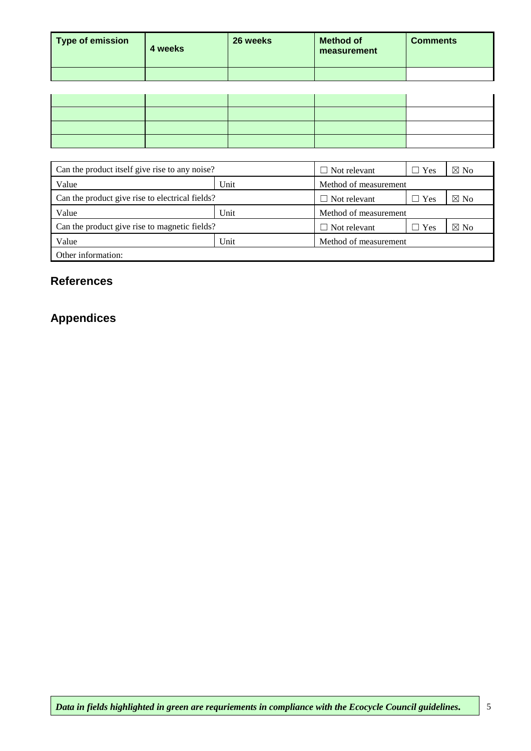| Type of emission | 4 weeks | 26 weeks | Method of measurement | Comments |
|---|---|---|---|---|
| | | | | |
| | | | | |
| | | | | |
| | | | | |
| | | | | |

| | | | | |
|---|---|---|---|---|
| Can the product itself give rise to any noise? | | ☐ Not relevant | ☐ Yes | ☒ No |
| Value | Unit | Method of measurement | | |
| Can the product give rise to electrical fields? | | ☐ Not relevant | ☐ Yes | ☒ No |
| Value | Unit | Method of measurement | | |
| Can the product give rise to magnetic fields? | | ☐ Not relevant | ☐ Yes | ☒ No |
| Value | Unit | Method of measurement | | |
| Other information: | | | | |

## References

## Appendices

***Data in fields highlighted in green are requriements in compliance with the Ecocycle Council guidelines.***